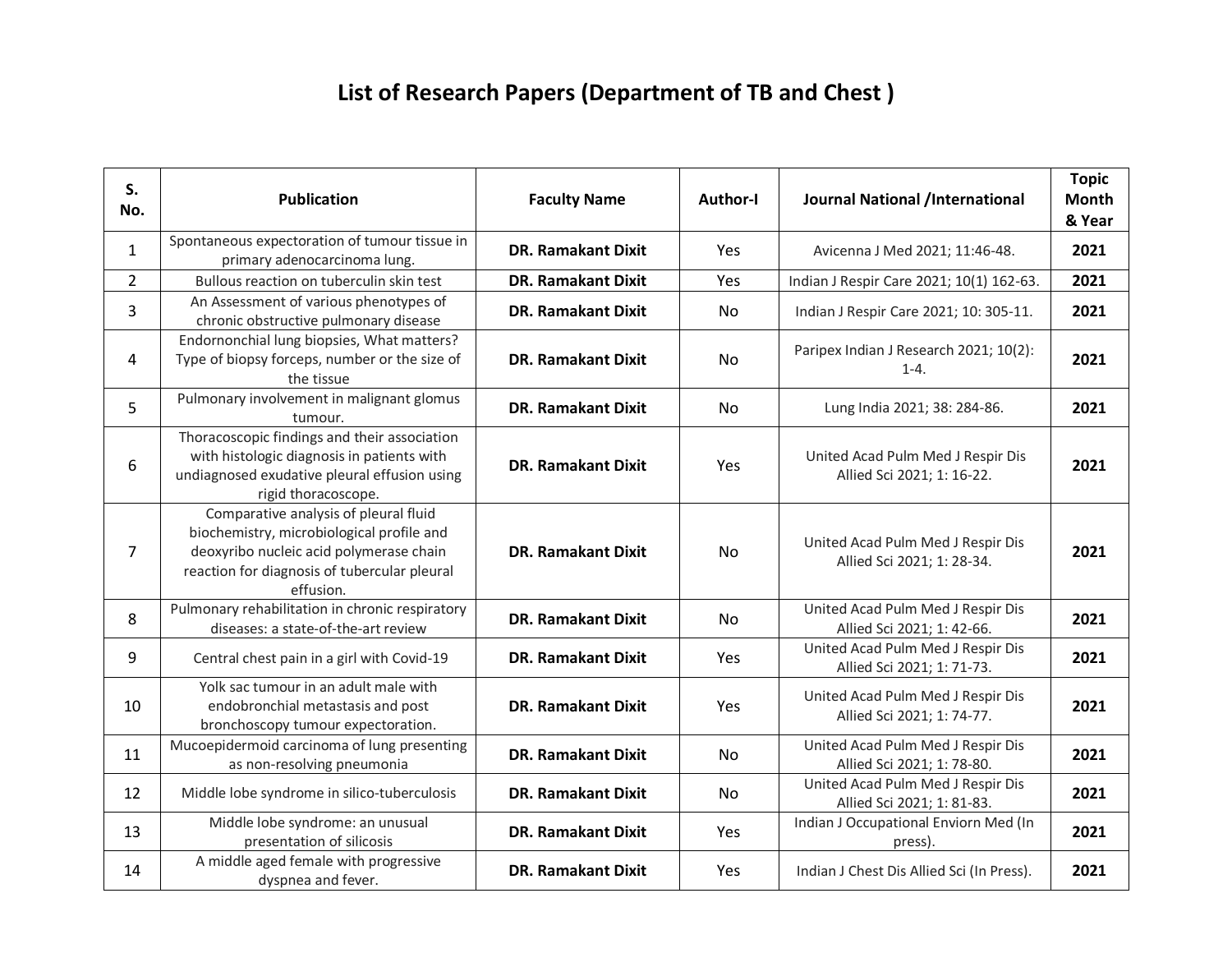# List of Research Papers (Department of TB and Chest )

| S. No. | Publication | Faculty Name | Author-I | Journal National /International | Topic Month & Year |
|---|---|---|---|---|---|
| 1 | Spontaneous expectoration of tumour tissue in primary adenocarcinoma lung. | **DR. Ramakant Dixit** | Yes | Avicenna J Med 2021; 11:46-48. | **2021** |
| 2 | Bullous reaction on tuberculin skin test | **DR. Ramakant Dixit** | Yes | Indian J Respir Care 2021; 10(1) 162-63. | **2021** |
| 3 | An Assessment of various phenotypes of chronic obstructive pulmonary disease | **DR. Ramakant Dixit** | No | Indian J Respir Care 2021; 10: 305-11. | **2021** |
| 4 | Endornonchial lung biopsies, What matters? Type of biopsy forceps, number or the size of the tissue | **DR. Ramakant Dixit** | No | Paripex Indian J Research 2021; 10(2): 1-4. | **2021** |
| 5 | Pulmonary involvement in malignant glomus tumour. | **DR. Ramakant Dixit** | No | Lung India 2021; 38: 284-86. | **2021** |
| 6 | Thoracoscopic findings and their association with histologic diagnosis in patients with undiagnosed exudative pleural effusion using rigid thoracoscope. | **DR. Ramakant Dixit** | Yes | United Acad Pulm Med J Respir Dis Allied Sci 2021; 1: 16-22. | **2021** |
| 7 | Comparative analysis of pleural fluid biochemistry, microbiological profile and deoxyribo nucleic acid polymerase chain reaction for diagnosis of tubercular pleural effusion. | **DR. Ramakant Dixit** | No | United Acad Pulm Med J Respir Dis Allied Sci 2021; 1: 28-34. | **2021** |
| 8 | Pulmonary rehabilitation in chronic respiratory diseases: a state-of-the-art review | **DR. Ramakant Dixit** | No | United Acad Pulm Med J Respir Dis Allied Sci 2021; 1: 42-66. | **2021** |
| 9 | Central chest pain in a girl with Covid-19 | **DR. Ramakant Dixit** | Yes | United Acad Pulm Med J Respir Dis Allied Sci 2021; 1: 71-73. | **2021** |
| 10 | Yolk sac tumour in an adult male with endobronchial metastasis and post bronchoscopy tumour expectoration. | **DR. Ramakant Dixit** | Yes | United Acad Pulm Med J Respir Dis Allied Sci 2021; 1: 74-77. | **2021** |
| 11 | Mucoepidermoid carcinoma of lung presenting as non-resolving pneumonia | **DR. Ramakant Dixit** | No | United Acad Pulm Med J Respir Dis Allied Sci 2021; 1: 78-80. | **2021** |
| 12 | Middle lobe syndrome in silico-tuberculosis | **DR. Ramakant Dixit** | No | United Acad Pulm Med J Respir Dis Allied Sci 2021; 1: 81-83. | **2021** |
| 13 | Middle lobe syndrome: an unusual presentation of silicosis | **DR. Ramakant Dixit** | Yes | Indian J Occupational Enviorn Med (In press). | **2021** |
| 14 | A middle aged female with progressive dyspnea and fever. | **DR. Ramakant Dixit** | Yes | Indian J Chest Dis Allied Sci (In Press). | **2021** |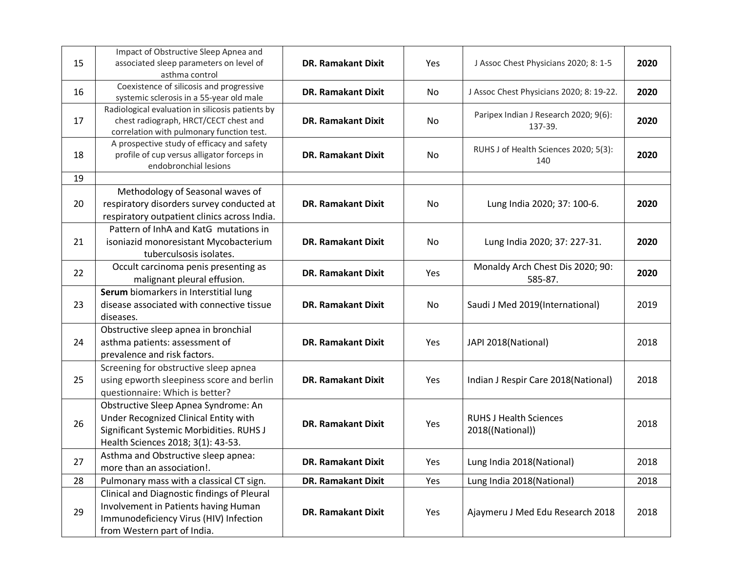| 15 | Impact of Obstructive Sleep Apnea and associated sleep parameters on level of asthma control | **DR. Ramakant Dixit** | Yes | J Assoc Chest Physicians 2020; 8: 1-5 | **2020** |
|---|---|---|---|---|---|
| 16 | Coexistence of silicosis and progressive systemic sclerosis in a 55-year old male | **DR. Ramakant Dixit** | No | J Assoc Chest Physicians 2020; 8: 19-22. | **2020** |
| 17 | Radiological evaluation in silicosis patients by chest radiograph, HRCT/CECT chest and correlation with pulmonary function test. | **DR. Ramakant Dixit** | No | Paripex Indian J Research 2020; 9(6): 137-39. | **2020** |
| 18 | A prospective study of efficacy and safety profile of cup versus alligator forceps in endobronchial lesions | **DR. Ramakant Dixit** | No | RUHS J of Health Sciences 2020; 5(3): 140 | **2020** |
| 19 | | | | | |
| 20 | Methodology of Seasonal waves of respiratory disorders survey conducted at respiratory outpatient clinics across India. | **DR. Ramakant Dixit** | No | Lung India 2020; 37: 100-6. | **2020** |
| 21 | Pattern of InhA and KatG mutations in isoniazid monoresistant Mycobacterium tuberculsosis isolates. | **DR. Ramakant Dixit** | No | Lung India 2020; 37: 227-31. | **2020** |
| 22 | Occult carcinoma penis presenting as malignant pleural effusion. | **DR. Ramakant Dixit** | Yes | Monaldy Arch Chest Dis 2020; 90: 585-87. | **2020** |
| 23 | **Serum** biomarkers in Interstitial lung disease associated with connective tissue diseases. | **DR. Ramakant Dixit** | No | Saudi J Med 2019(International) | 2019 |
| 24 | Obstructive sleep apnea in bronchial asthma patients: assessment of prevalence and risk factors. | **DR. Ramakant Dixit** | Yes | JAPI 2018(National) | 2018 |
| 25 | Screening for obstructive sleep apnea using epworth sleepiness score and berlin questionnaire: Which is better? | **DR. Ramakant Dixit** | Yes | Indian J Respir Care 2018(National) | 2018 |
| 26 | Obstructive Sleep Apnea Syndrome: An Under Recognized Clinical Entity with Significant Systemic Morbidities. RUHS J Health Sciences 2018; 3(1): 43-53. | **DR. Ramakant Dixit** | Yes | RUHS J Health Sciences 2018((National)) | 2018 |
| 27 | Asthma and Obstructive sleep apnea: more than an association!. | **DR. Ramakant Dixit** | Yes | Lung India 2018(National) | 2018 |
| 28 | Pulmonary mass with a classical CT sign. | **DR. Ramakant Dixit** | Yes | Lung India 2018(National) | 2018 |
| 29 | Clinical and Diagnostic findings of Pleural Involvement in Patients having Human Immunodeficiency Virus (HIV) Infection from Western part of India. | **DR. Ramakant Dixit** | Yes | Ajaymeru J Med Edu Research 2018 | 2018 |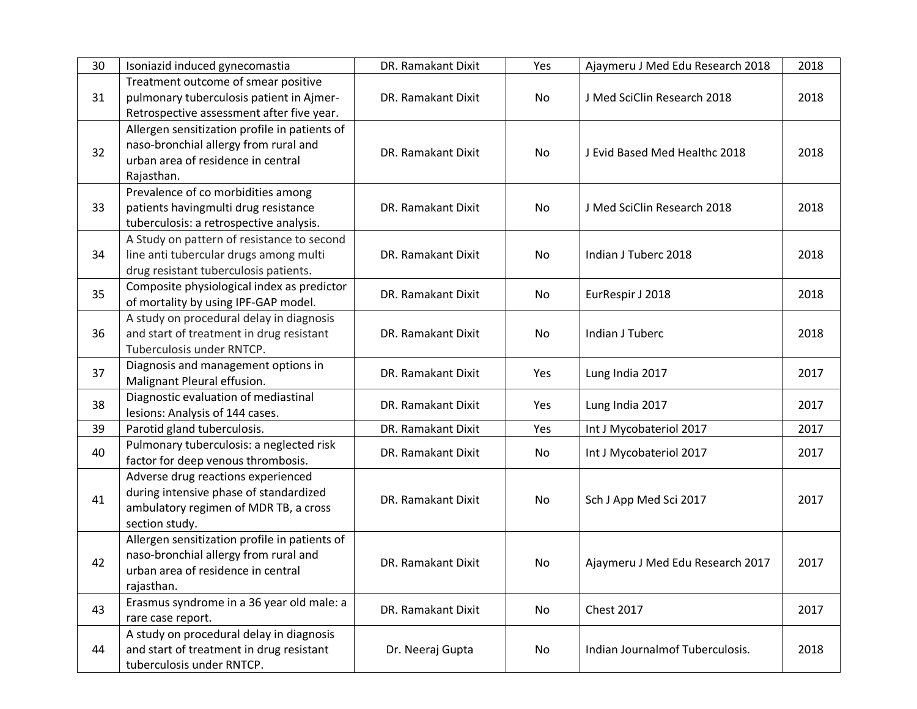| 30 | Isoniazid induced gynecomastia | DR. Ramakant Dixit | Yes | Ajaymeru J Med Edu Research 2018 | 2018 |
|---|---|---|---|---|---|
| 31 | Treatment outcome of smear positive pulmonary tuberculosis patient in Ajmer-Retrospective assessment after five year. | DR. Ramakant Dixit | No | J Med SciClin Research 2018 | 2018 |
| 32 | Allergen sensitization profile in patients of naso-bronchial allergy from rural and urban area of residence in central Rajasthan. | DR. Ramakant Dixit | No | J Evid Based Med Healthc 2018 | 2018 |
| 33 | Prevalence of co morbidities among patients havingmulti drug resistance tuberculosis: a retrospective analysis. | DR. Ramakant Dixit | No | J Med SciClin Research 2018 | 2018 |
| 34 | A Study on pattern of resistance to second line anti tubercular drugs among multi drug resistant tuberculosis patients. | DR. Ramakant Dixit | No | Indian J Tuberc 2018 | 2018 |
| 35 | Composite physiological index as predictor of mortality by using IPF-GAP model. | DR. Ramakant Dixit | No | EurRespir J 2018 | 2018 |
| 36 | A study on procedural delay in diagnosis and start of treatment in drug resistant Tuberculosis under RNTCP. | DR. Ramakant Dixit | No | Indian J Tuberc | 2018 |
| 37 | Diagnosis and management options in Malignant Pleural effusion. | DR. Ramakant Dixit | Yes | Lung India 2017 | 2017 |
| 38 | Diagnostic evaluation of mediastinal lesions: Analysis of 144 cases. | DR. Ramakant Dixit | Yes | Lung India 2017 | 2017 |
| 39 | Parotid gland tuberculosis. | DR. Ramakant Dixit | Yes | Int J Mycobateriol 2017 | 2017 |
| 40 | Pulmonary tuberculosis: a neglected risk factor for deep venous thrombosis. | DR. Ramakant Dixit | No | Int J Mycobateriol 2017 | 2017 |
| 41 | Adverse drug reactions experienced during intensive phase of standardized ambulatory regimen of MDR TB, a cross section study. | DR. Ramakant Dixit | No | Sch J App Med Sci 2017 | 2017 |
| 42 | Allergen sensitization profile in patients of naso-bronchial allergy from rural and urban area of residence in central rajasthan. | DR. Ramakant Dixit | No | Ajaymeru J Med Edu Research 2017 | 2017 |
| 43 | Erasmus syndrome in a 36 year old male: a rare case report. | DR. Ramakant Dixit | No | Chest 2017 | 2017 |
| 44 | A study on procedural delay in diagnosis and start of treatment in drug resistant tuberculosis under RNTCP. | Dr. Neeraj Gupta | No | Indian Journalmof Tuberculosis. | 2018 |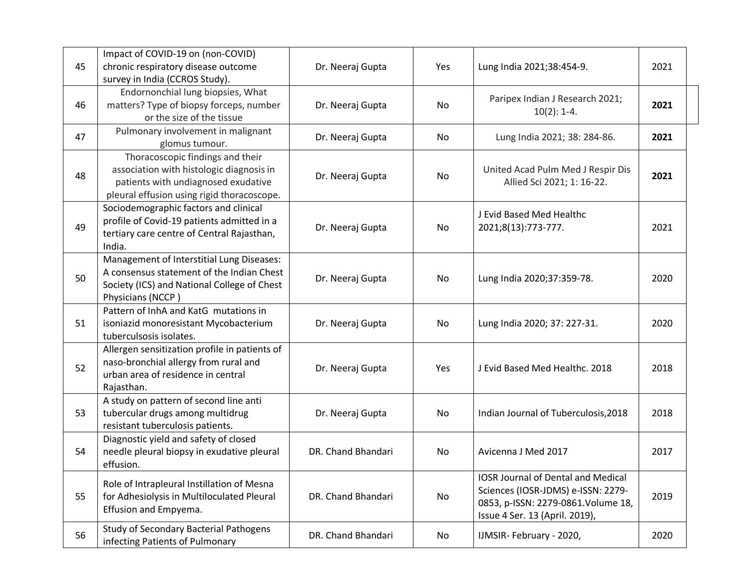| | | | | | |
|---|---|---|---|---|---|
| 45 | Impact of COVID-19 on (non-COVID) chronic respiratory disease outcome survey in India (CCROS Study). | Dr. Neeraj Gupta | Yes | Lung India 2021;38:454-9. | 2021 |
| 46 | Endornonchial lung biopsies, What matters? Type of biopsy forceps, number or the size of the tissue | Dr. Neeraj Gupta | No | Paripex Indian J Research 2021; 10(2): 1-4. | **2021** |
| 47 | Pulmonary involvement in malignant glomus tumour. | Dr. Neeraj Gupta | No | Lung India 2021; 38: 284-86. | **2021** |
| 48 | Thoracoscopic findings and their association with histologic diagnosis in patients with undiagnosed exudative pleural effusion using rigid thoracoscope. | Dr. Neeraj Gupta | No | United Acad Pulm Med J Respir Dis Allied Sci 2021; 1: 16-22. | **2021** |
| 49 | Sociodemographic factors and clinical profile of Covid-19 patients admitted in a tertiary care centre of Central Rajasthan, India. | Dr. Neeraj Gupta | No | J Evid Based Med Healthc 2021;8(13):773-777. | 2021 |
| 50 | Management of Interstitial Lung Diseases: A consensus statement of the Indian Chest Society (ICS) and National College of Chest Physicians (NCCP ) | Dr. Neeraj Gupta | No | Lung India 2020;37:359-78. | 2020 |
| 51 | Pattern of InhA and KatG mutations in isoniazid monoresistant Mycobacterium tuberculsosis isolates. | Dr. Neeraj Gupta | No | Lung India 2020; 37: 227-31. | 2020 |
| 52 | Allergen sensitization profile in patients of naso-bronchial allergy from rural and urban area of residence in central Rajasthan. | Dr. Neeraj Gupta | Yes | J Evid Based Med Healthc. 2018 | 2018 |
| 53 | A study on pattern of second line anti tubercular drugs among multidrug resistant tuberculosis patients. | Dr. Neeraj Gupta | No | Indian Journal of Tuberculosis,2018 | 2018 |
| 54 | Diagnostic yield and safety of closed needle pleural biopsy in exudative pleural effusion. | DR. Chand Bhandari | No | Avicenna J Med 2017 | 2017 |
| 55 | Role of Intrapleural Instillation of Mesna for Adhesiolysis in Multiloculated Pleural Effusion and Empyema. | DR. Chand Bhandari | No | IOSR Journal of Dental and Medical Sciences (IOSR-JDMS) e-ISSN: 2279-0853, p-ISSN: 2279-0861.Volume 18, Issue 4 Ser. 13 (April. 2019), | 2019 |
| 56 | Study of Secondary Bacterial Pathogens infecting Patients of Pulmonary | DR. Chand Bhandari | No | IJMSIR- February - 2020, | 2020 |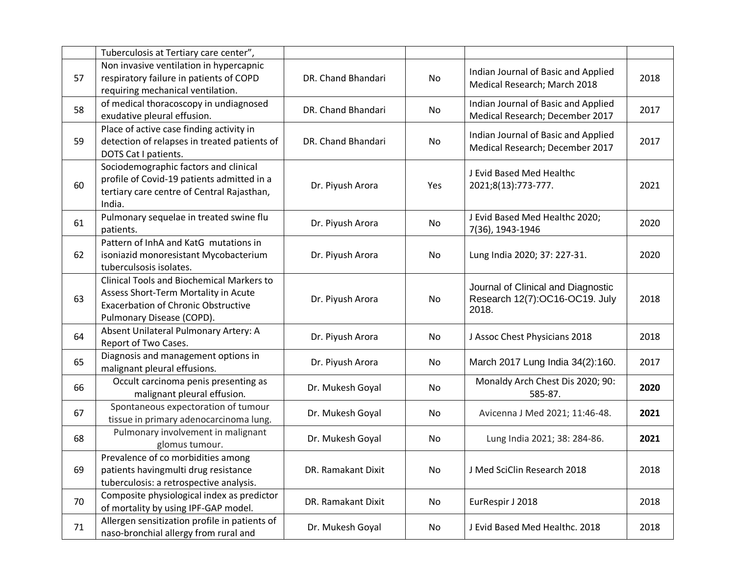|  | Tuberculosis at Tertiary care center”, |  |  |  |  |
|---|---|---|---|---|---|
| 57 | Non invasive ventilation in hypercapnic respiratory failure in patients of COPD requiring mechanical ventilation. | DR. Chand Bhandari | No | Indian Journal of Basic and Applied Medical Research; March 2018 | 2018 |
| 58 | of medical thoracoscopy in undiagnosed exudative pleural effusion. | DR. Chand Bhandari | No | Indian Journal of Basic and Applied Medical Research; December 2017 | 2017 |
| 59 | Place of active case finding activity in detection of relapses in treated patients of DOTS Cat I patients. | DR. Chand Bhandari | No | Indian Journal of Basic and Applied Medical Research; December 2017 | 2017 |
| 60 | Sociodemographic factors and clinical profile of Covid-19 patients admitted in a tertiary care centre of Central Rajasthan, India. | Dr. Piyush Arora | Yes | J Evid Based Med Healthc 2021;8(13):773-777. | 2021 |
| 61 | Pulmonary sequelae in treated swine flu patients. | Dr. Piyush Arora | No | J Evid Based Med Healthc 2020; 7(36), 1943-1946 | 2020 |
| 62 | Pattern of InhA and KatG mutations in isoniazid monoresistant Mycobacterium tuberculsosis isolates. | Dr. Piyush Arora | No | Lung India 2020; 37: 227-31. | 2020 |
| 63 | Clinical Tools and Biochemical Markers to Assess Short-Term Mortality in Acute Exacerbation of Chronic Obstructive Pulmonary Disease (COPD). | Dr. Piyush Arora | No | Journal of Clinical and Diagnostic Research 12(7):OC16-OC19. July 2018. | 2018 |
| 64 | Absent Unilateral Pulmonary Artery: A Report of Two Cases. | Dr. Piyush Arora | No | J Assoc Chest Physicians 2018 | 2018 |
| 65 | Diagnosis and management options in malignant pleural effusions. | Dr. Piyush Arora | No | March 2017 Lung India 34(2):160. | 2017 |
| 66 | Occult carcinoma penis presenting as malignant pleural effusion. | Dr. Mukesh Goyal | No | Monaldy Arch Chest Dis 2020; 90: 585-87. | **2020** |
| 67 | Spontaneous expectoration of tumour tissue in primary adenocarcinoma lung. | Dr. Mukesh Goyal | No | Avicenna J Med 2021; 11:46-48. | **2021** |
| 68 | Pulmonary involvement in malignant glomus tumour. | Dr. Mukesh Goyal | No | Lung India 2021; 38: 284-86. | **2021** |
| 69 | Prevalence of co morbidities among patients havingmulti drug resistance tuberculosis: a retrospective analysis. | DR. Ramakant Dixit | No | J Med SciClin Research 2018 | 2018 |
| 70 | Composite physiological index as predictor of mortality by using IPF-GAP model. | DR. Ramakant Dixit | No | EurRespir J 2018 | 2018 |
| 71 | Allergen sensitization profile in patients of naso-bronchial allergy from rural and | Dr. Mukesh Goyal | No | J Evid Based Med Healthc. 2018 | 2018 |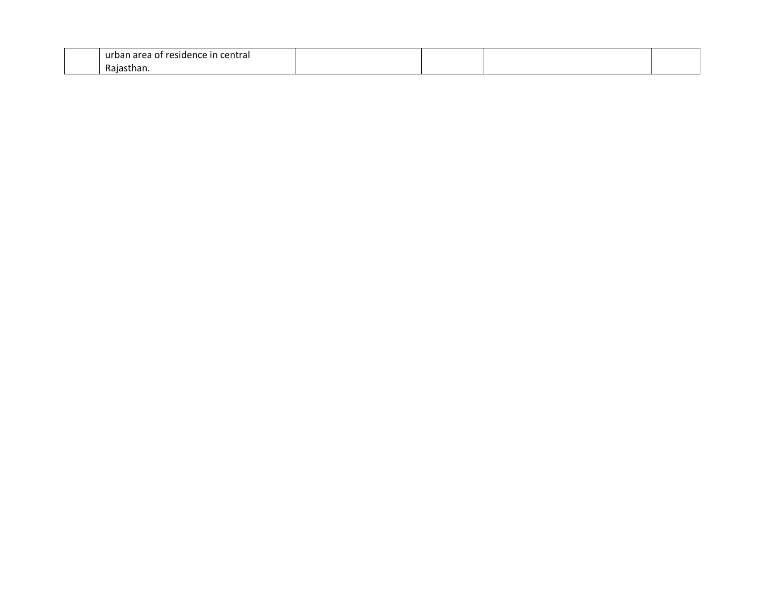| | | | | | |
|---|---|---|---|---|---|
| | urban area of residence in central Rajasthan. | | | | |